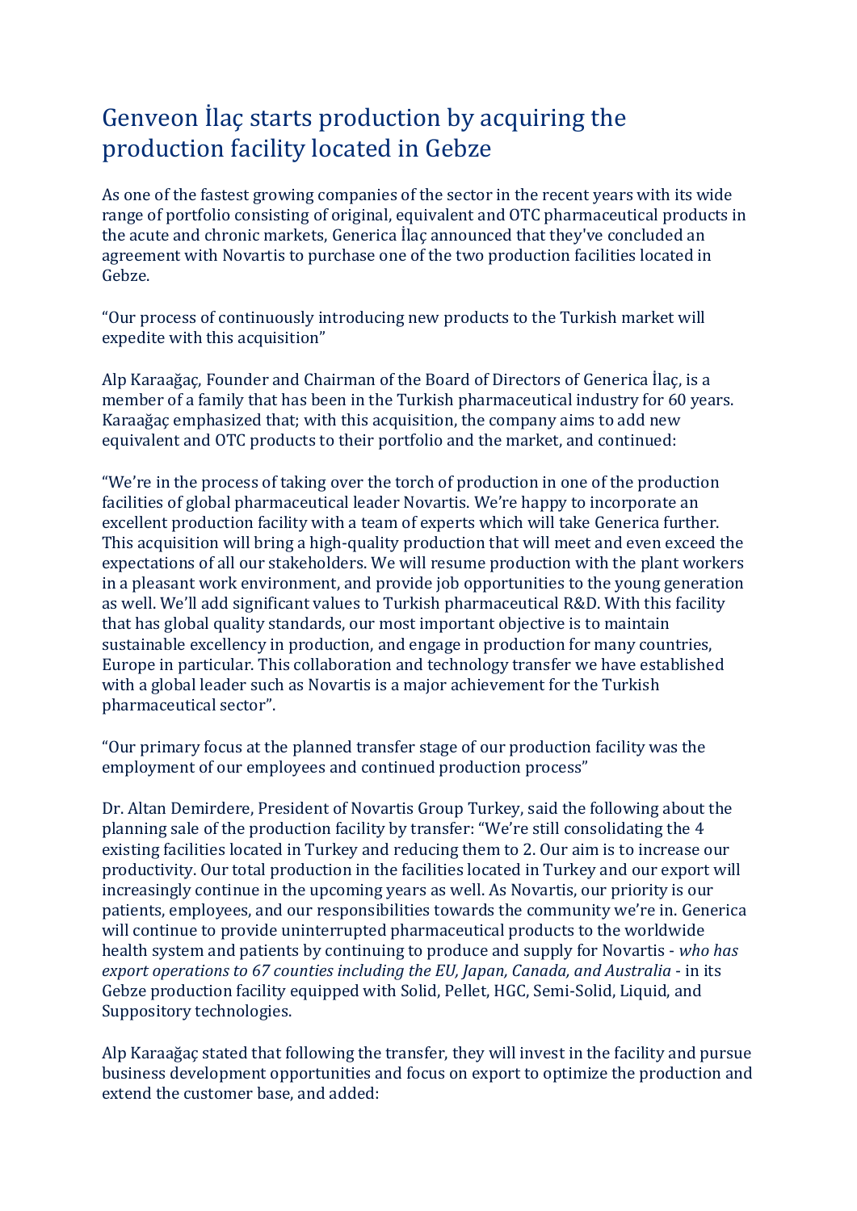# Genveon İlaç starts production by acquiring the production facility located in Gebze

As one of the fastest growing companies of the sector in the recent years with its wide range of portfolio consisting of original, equivalent and OTC pharmaceutical products in the acute and chronic markets, Generica İlaç announced that they've concluded an agreement with Novartis to purchase one of the two production facilities located in Gebze.

"Our process of continuously introducing new products to the Turkish market will expedite with this acquisition"

Alp Karaağaç, Founder and Chairman of the Board of Directors of Generica İlaç, is a member of a family that has been in the Turkish pharmaceutical industry for 60 years. Karaağaç emphasized that; with this acquisition, the company aims to add new equivalent and OTC products to their portfolio and the market, and continued:

"We're in the process of taking over the torch of production in one of the production facilities of global pharmaceutical leader Novartis. We're happy to incorporate an excellent production facility with a team of experts which will take Generica further. This acquisition will bring a high-quality production that will meet and even exceed the expectations of all our stakeholders. We will resume production with the plant workers in a pleasant work environment, and provide job opportunities to the young generation as well. We'll add significant values to Turkish pharmaceutical R&D. With this facility that has global quality standards, our most important objective is to maintain sustainable excellency in production, and engage in production for many countries, Europe in particular. This collaboration and technology transfer we have established with a global leader such as Novartis is a major achievement for the Turkish pharmaceutical sector".

"Our primary focus at the planned transfer stage of our production facility was the employment of our employees and continued production process"

Dr. Altan Demirdere, President of Novartis Group Turkey, said the following about the planning sale of the production facility by transfer: "We're still consolidating the 4 existing facilities located in Turkey and reducing them to 2. Our aim is to increase our productivity. Our total production in the facilities located in Turkey and our export will increasingly continue in the upcoming years as well. As Novartis, our priority is our patients, employees, and our responsibilities towards the community we're in. Generica will continue to provide uninterrupted pharmaceutical products to the worldwide health system and patients by continuing to produce and supply for Novartis - *who has export operations to 67 counties including the EU, Japan, Canada, and Australia* - in its Gebze production facility equipped with Solid, Pellet, HGC, Semi-Solid, Liquid, and Suppository technologies.

Alp Karaağaç stated that following the transfer, they will invest in the facility and pursue business development opportunities and focus on export to optimize the production and extend the customer base, and added: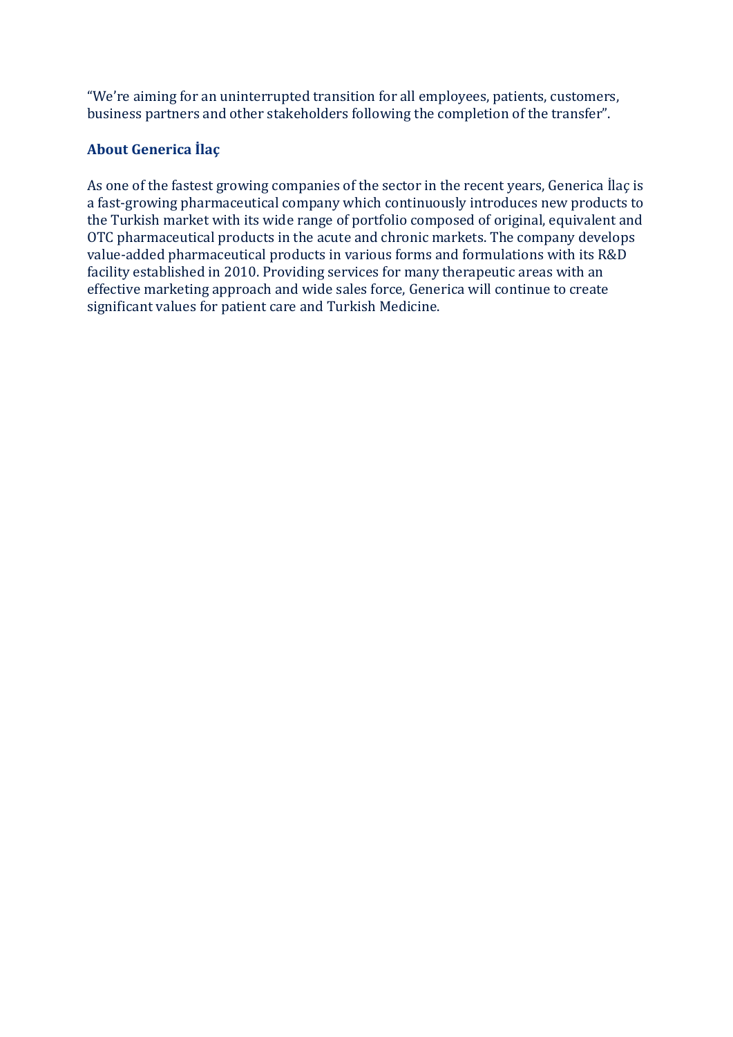"We're aiming for an uninterrupted transition for all employees, patients, customers, business partners and other stakeholders following the completion of the transfer".

## About Generica İlaç

As one of the fastest growing companies of the sector in the recent years, Generica İlaç is a fast-growing pharmaceutical company which continuously introduces new products to the Turkish market with its wide range of portfolio composed of original, equivalent and OTC pharmaceutical products in the acute and chronic markets. The company develops value-added pharmaceutical products in various forms and formulations with its R&D facility established in 2010. Providing services for many therapeutic areas with an effective marketing approach and wide sales force, Generica will continue to create significant values for patient care and Turkish Medicine.